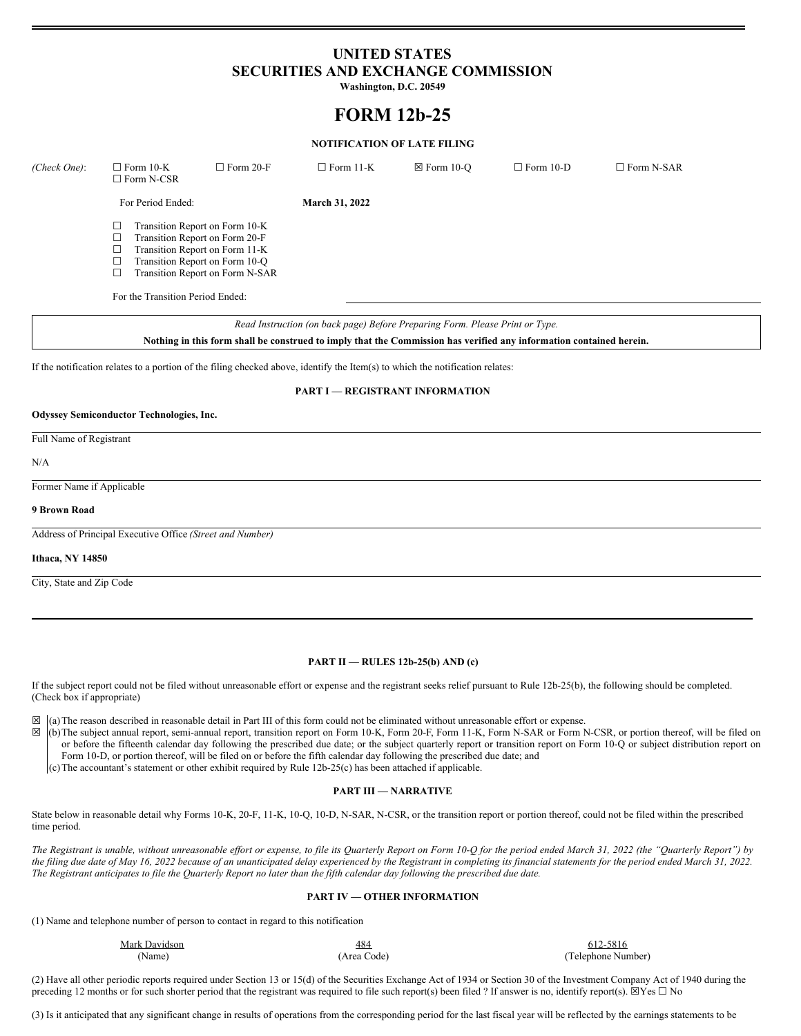# UNITED STATES
# SECURITIES AND EXCHANGE COMMISSION

**Washington, D.C. 20549**

# FORM 12b-25

**NOTIFICATION OF LATE FILING**

*(Check One)*: ☐ Form 10-K ☐ Form 20-F ☐ Form 11-K ☒ Form 10-Q ☐ Form 10-D ☐ Form N-SAR ☐ Form N-CSR

For Period Ended: **March 31, 2022**

☐ Transition Report on Form 10-K
☐ Transition Report on Form 20-F
☐ Transition Report on Form 11-K
☐ Transition Report on Form 10-Q
☐ Transition Report on Form N-SAR

For the Transition Period Ended:

*Read Instruction (on back page) Before Preparing Form. Please Print or Type.*

**Nothing in this form shall be construed to imply that the Commission has verified any information contained herein.**

If the notification relates to a portion of the filing checked above, identify the Item(s) to which the notification relates:

## PART I — REGISTRANT INFORMATION

**Odyssey Semiconductor Technologies, Inc.**

Full Name of Registrant

N/A

Former Name if Applicable

**9 Brown Road**

Address of Principal Executive Office *(Street and Number)*

**Ithaca, NY 14850**

City, State and Zip Code

## PART II — RULES 12b-25(b) AND (c)

If the subject report could not be filed without unreasonable effort or expense and the registrant seeks relief pursuant to Rule 12b-25(b), the following should be completed. (Check box if appropriate)

☒ (a) The reason described in reasonable detail in Part III of this form could not be eliminated without unreasonable effort or expense.

☒ (b) The subject annual report, semi-annual report, transition report on Form 10-K, Form 20-F, Form 11-K, Form N-SAR or Form N-CSR, or portion thereof, will be filed on or before the fifteenth calendar day following the prescribed due date; or the subject quarterly report or transition report on Form 10-Q or subject distribution report on Form 10-D, or portion thereof, will be filed on or before the fifth calendar day following the prescribed due date; and

(c) The accountant's statement or other exhibit required by Rule 12b-25(c) has been attached if applicable.

## PART III — NARRATIVE

State below in reasonable detail why Forms 10-K, 20-F, 11-K, 10-Q, 10-D, N-SAR, N-CSR, or the transition report or portion thereof, could not be filed within the prescribed time period.

*The Registrant is unable, without unreasonable effort or expense, to file its Quarterly Report on Form 10-Q for the period ended March 31, 2022 (the "Quarterly Report") by the filing due date of May 16, 2022 because of an unanticipated delay experienced by the Registrant in completing its financial statements for the period ended March 31, 2022. The Registrant anticipates to file the Quarterly Report no later than the fifth calendar day following the prescribed due date.*

## PART IV — OTHER INFORMATION

(1) Name and telephone number of person to contact in regard to this notification

| Mark Davidson | 484 | 612-5816 |
|---|---|---|
| (Name) | (Area Code) | (Telephone Number) |

(2) Have all other periodic reports required under Section 13 or 15(d) of the Securities Exchange Act of 1934 or Section 30 of the Investment Company Act of 1940 during the preceding 12 months or for such shorter period that the registrant was required to file such report(s) been filed ? If answer is no, identify report(s). ☒Yes ☐ No

(3) Is it anticipated that any significant change in results of operations from the corresponding period for the last fiscal year will be reflected by the earnings statements to be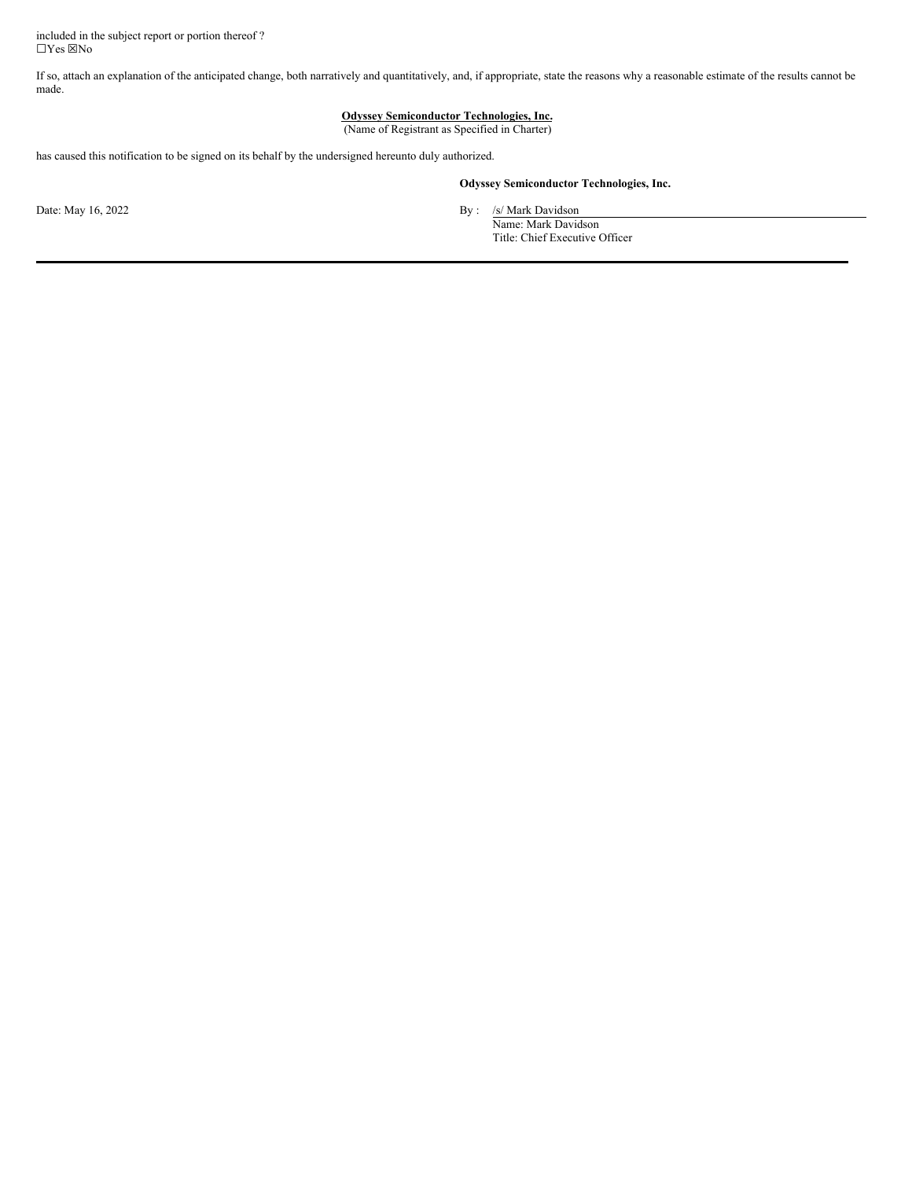included in the subject report or portion thereof ?
☐Yes ☒No

If so, attach an explanation of the anticipated change, both narratively and quantitatively, and, if appropriate, state the reasons why a reasonable estimate of the results cannot be made.

**Odyssey Semiconductor Technologies, Inc.**
(Name of Registrant as Specified in Charter)

has caused this notification to be signed on its behalf by the undersigned hereunto duly authorized.

**Odyssey Semiconductor Technologies, Inc.**

Date: May 16, 2022

By : /s/ Mark Davidson
Name: Mark Davidson
Title: Chief Executive Officer